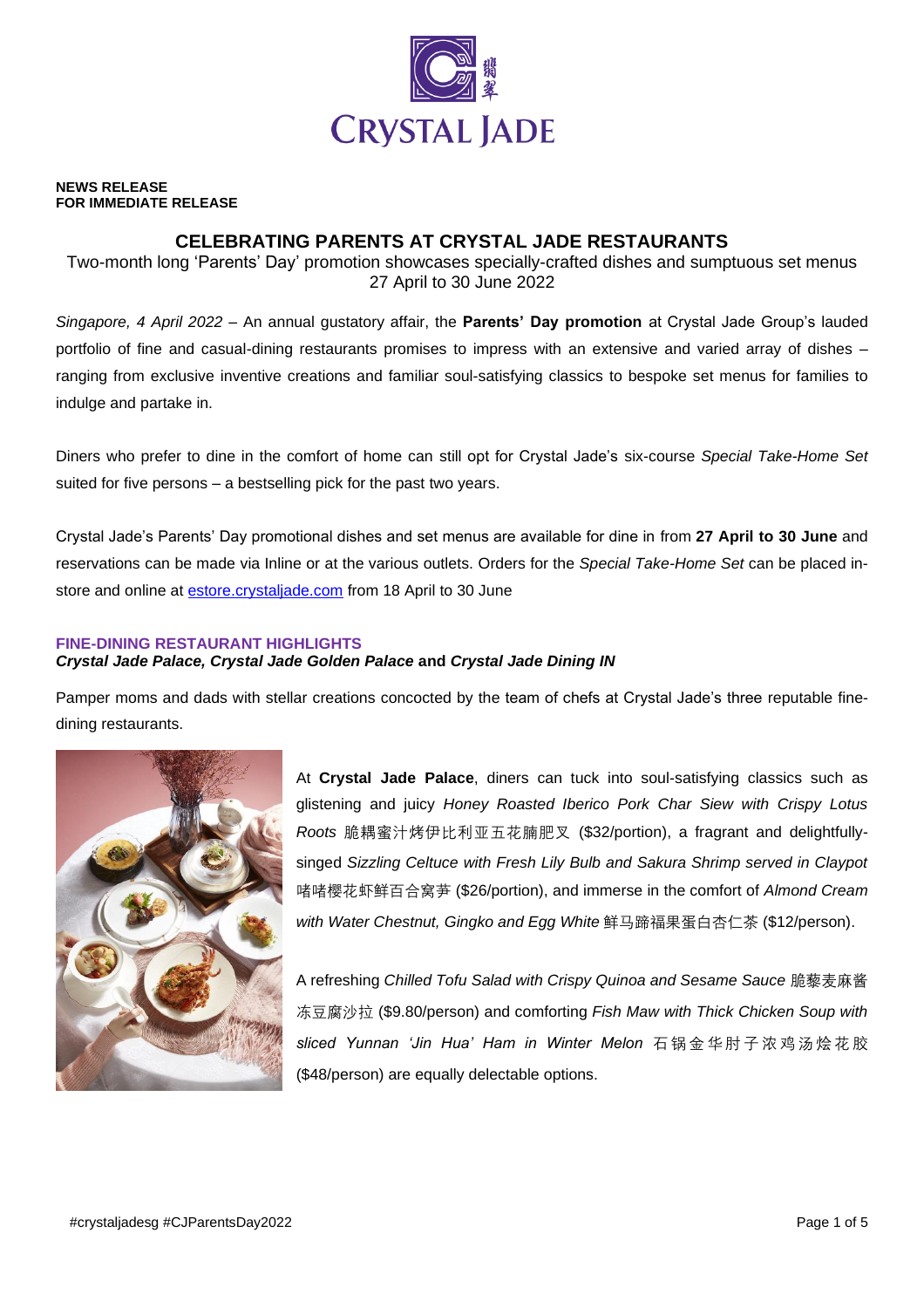**NEWS RELEASE**
**FOR IMMEDIATE RELEASE**

# CELEBRATING PARENTS AT CRYSTAL JADE RESTAURANTS

Two-month long 'Parents' Day' promotion showcases specially-crafted dishes and sumptuous set menus
27 April to 30 June 2022

*Singapore, 4 April 2022* – An annual gustatory affair, the **Parents' Day promotion** at Crystal Jade Group's lauded portfolio of fine and casual-dining restaurants promises to impress with an extensive and varied array of dishes – ranging from exclusive inventive creations and familiar soul-satisfying classics to bespoke set menus for families to indulge and partake in.

Diners who prefer to dine in the comfort of home can still opt for Crystal Jade's six-course *Special Take-Home Set* suited for five persons – a bestselling pick for the past two years.

Crystal Jade's Parents' Day promotional dishes and set menus are available for dine in from **27 April to 30 June** and reservations can be made via Inline or at the various outlets. Orders for the *Special Take-Home Set* can be placed in-store and online at estore.crystaljade.com from 18 April to 30 June

## FINE-DINING RESTAURANT HIGHLIGHTS

***Crystal Jade Palace, Crystal Jade Golden Palace*** **and** ***Crystal Jade Dining IN***

Pamper moms and dads with stellar creations concocted by the team of chefs at Crystal Jade's three reputable fine-dining restaurants.

At **Crystal Jade Palace**, diners can tuck into soul-satisfying classics such as glistening and juicy *Honey Roasted Iberico Pork Char Siew with Crispy Lotus Roots* 脆耦蜜汁烤伊比利亚五花腩肥叉 ($32/portion), a fragrant and delightfully-singed *Sizzling Celtuce with Fresh Lily Bulb and Sakura Shrimp served in Claypot* 啫啫樱花虾鲜百合窝笋 ($26/portion), and immerse in the comfort of *Almond Cream with Water Chestnut, Gingko and Egg White* 鲜马蹄福果蛋白杏仁茶 ($12/person).

A refreshing *Chilled Tofu Salad with Crispy Quinoa and Sesame Sauce* 脆藜麦麻酱冻豆腐沙拉 ($9.80/person) and comforting *Fish Maw with Thick Chicken Soup with sliced Yunnan 'Jin Hua' Ham in Winter Melon* 石锅金华肘子浓鸡汤烩花胶 ($48/person) are equally delectable options.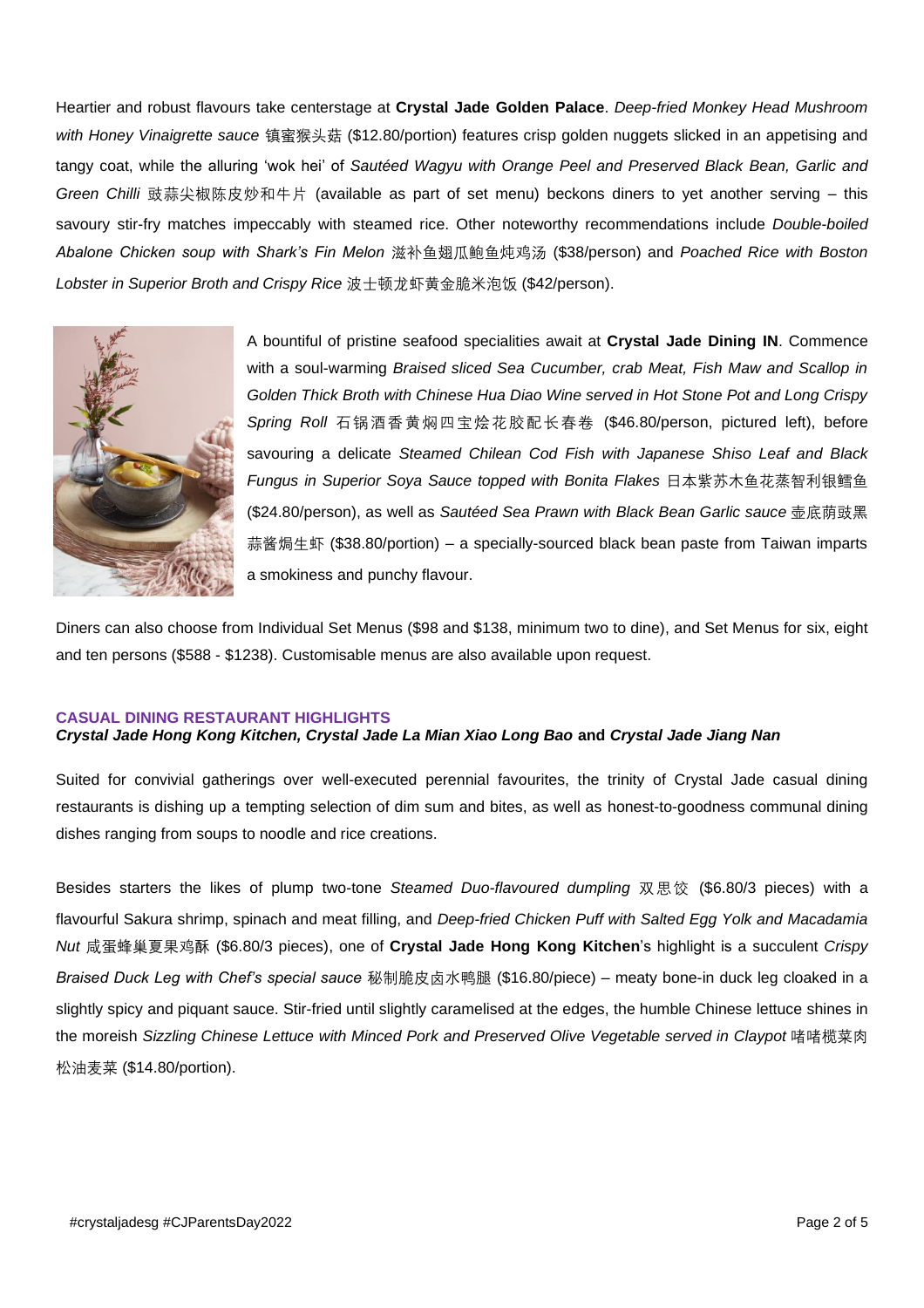Heartier and robust flavours take centerstage at **Crystal Jade Golden Palace**. *Deep-fried Monkey Head Mushroom with Honey Vinaigrette sauce* 镇蜜猴头菇 ($12.80/portion) features crisp golden nuggets slicked in an appetising and tangy coat, while the alluring 'wok hei' of *Sautéed Wagyu with Orange Peel and Preserved Black Bean, Garlic and Green Chilli* 豉蒜尖椒陈皮炒和牛片 (available as part of set menu) beckons diners to yet another serving – this savoury stir-fry matches impeccably with steamed rice. Other noteworthy recommendations include *Double-boiled Abalone Chicken soup with Shark's Fin Melon* 滋补鱼翅瓜鲍鱼炖鸡汤 ($38/person) and *Poached Rice with Boston Lobster in Superior Broth and Crispy Rice* 波士顿龙虾黄金脆米泡饭 ($42/person).

A bountiful of pristine seafood specialities await at **Crystal Jade Dining IN**. Commence with a soul-warming *Braised sliced Sea Cucumber, crab Meat, Fish Maw and Scallop in Golden Thick Broth with Chinese Hua Diao Wine served in Hot Stone Pot and Long Crispy Spring Roll* 石锅酒香黄焖四宝烩花胶配长春卷 ($46.80/person, pictured left), before savouring a delicate *Steamed Chilean Cod Fish with Japanese Shiso Leaf and Black Fungus in Superior Soya Sauce topped with Bonita Flakes* 日本紫苏木鱼花蒸智利银鳕鱼 ($24.80/person), as well as *Sautéed Sea Prawn with Black Bean Garlic sauce* 壶底荫豉黑蒜酱焗生虾 ($38.80/portion) – a specially-sourced black bean paste from Taiwan imparts a smokiness and punchy flavour.

Diners can also choose from Individual Set Menus ($98 and $138, minimum two to dine), and Set Menus for six, eight and ten persons ($588 - $1238). Customisable menus are also available upon request.

## CASUAL DINING RESTAURANT HIGHLIGHTS

***Crystal Jade Hong Kong Kitchen, Crystal Jade La Mian Xiao Long Bao* and *Crystal Jade Jiang Nan***

Suited for convivial gatherings over well-executed perennial favourites, the trinity of Crystal Jade casual dining restaurants is dishing up a tempting selection of dim sum and bites, as well as honest-to-goodness communal dining dishes ranging from soups to noodle and rice creations.

Besides starters the likes of plump two-tone *Steamed Duo-flavoured dumpling* 双思饺 ($6.80/3 pieces) with a flavourful Sakura shrimp, spinach and meat filling, and *Deep-fried Chicken Puff with Salted Egg Yolk and Macadamia Nut* 咸蛋蜂巢夏果鸡酥 ($6.80/3 pieces), one of **Crystal Jade Hong Kong Kitchen**'s highlight is a succulent *Crispy Braised Duck Leg with Chef's special sauce* 秘制脆皮卤水鸭腿 ($16.80/piece) – meaty bone-in duck leg cloaked in a slightly spicy and piquant sauce. Stir-fried until slightly caramelised at the edges, the humble Chinese lettuce shines in the moreish *Sizzling Chinese Lettuce with Minced Pork and Preserved Olive Vegetable served in Claypot* 啫啫榄菜肉松油麦菜 ($14.80/portion).

#crystaljadesg #CJParentsDay2022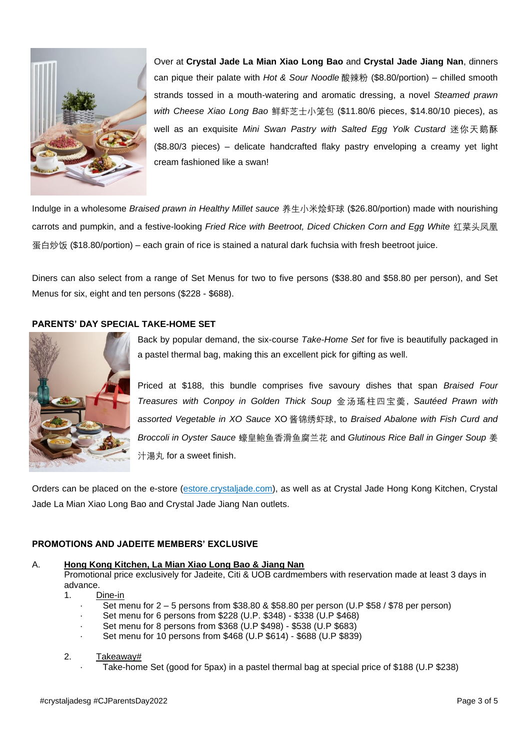Over at **Crystal Jade La Mian Xiao Long Bao** and **Crystal Jade Jiang Nan**, dinners can pique their palate with *Hot & Sour Noodle* 酸辣粉 ($8.80/portion) – chilled smooth strands tossed in a mouth-watering and aromatic dressing, a novel *Steamed prawn with Cheese Xiao Long Bao* 鲜虾芝士小笼包 ($11.80/6 pieces, $14.80/10 pieces), as well as an exquisite *Mini Swan Pastry with Salted Egg Yolk Custard* 迷你天鹅酥 ($8.80/3 pieces) – delicate handcrafted flaky pastry enveloping a creamy yet light cream fashioned like a swan!

Indulge in a wholesome *Braised prawn in Healthy Millet sauce* 养生小米烩虾球 ($26.80/portion) made with nourishing carrots and pumpkin, and a festive-looking *Fried Rice with Beetroot, Diced Chicken Corn and Egg White* 红菜头凤凰蛋白炒饭 ($18.80/portion) – each grain of rice is stained a natural dark fuchsia with fresh beetroot juice.

Diners can also select from a range of Set Menus for two to five persons ($38.80 and $58.80 per person), and Set Menus for six, eight and ten persons ($228 - $688).

**PARENTS' DAY SPECIAL TAKE-HOME SET**

Back by popular demand, the six-course *Take-Home Set* for five is beautifully packaged in a pastel thermal bag, making this an excellent pick for gifting as well.

Priced at $188, this bundle comprises five savoury dishes that span *Braised Four Treasures with Conpoy in Golden Thick Soup* 金汤瑶柱四宝羹, *Sautéed Prawn with assorted Vegetable in XO Sauce* XO 酱锦绣虾球, to *Braised Abalone with Fish Curd and Broccoli in Oyster Sauce* 蠔皇鲍鱼香滑鱼腐兰花 and *Glutinous Rice Ball in Ginger Soup* 姜汁湯丸 for a sweet finish.

Orders can be placed on the e-store (estore.crystaljade.com), as well as at Crystal Jade Hong Kong Kitchen, Crystal Jade La Mian Xiao Long Bao and Crystal Jade Jiang Nan outlets.

**PROMOTIONS AND JADEITE MEMBERS' EXCLUSIVE**

A. **Hong Kong Kitchen, La Mian Xiao Long Bao & Jiang Nan**

Promotional price exclusively for Jadeite, Citi & UOB cardmembers with reservation made at least 3 days in advance.

1. Dine-in
   - Set menu for 2 – 5 persons from $38.80 & $58.80 per person (U.P $58 / $78 per person)
   - Set menu for 6 persons from $228 (U.P. $348) - $338 (U.P $468)
   - Set menu for 8 persons from $368 (U.P $498) - $538 (U.P $683)
   - Set menu for 10 persons from $468 (U.P $614) - $688 (U.P $839)

2. Takeaway#
   - Take-home Set (good for 5pax) in a pastel thermal bag at special price of $188 (U.P $238)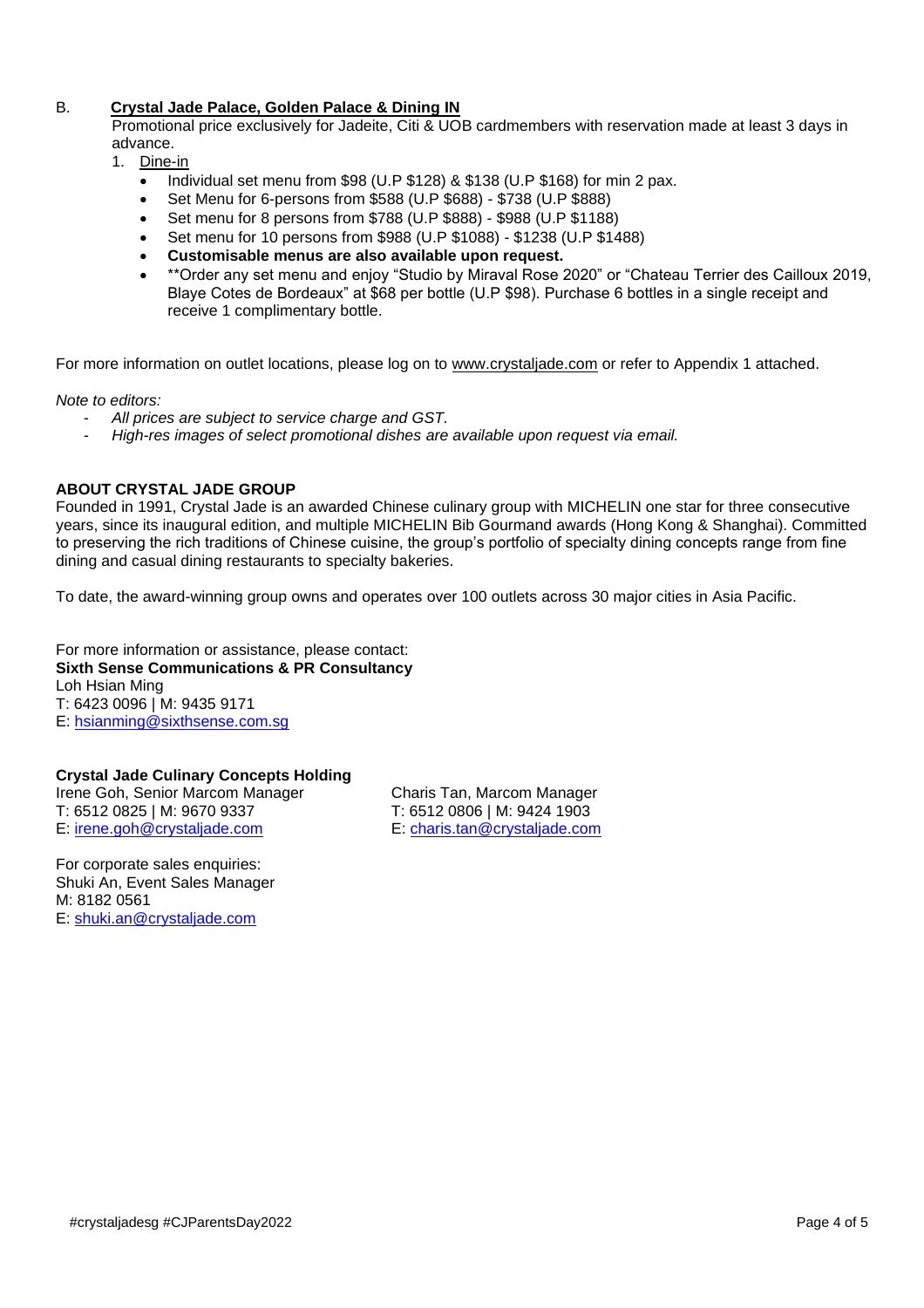B. **Crystal Jade Palace, Golden Palace & Dining IN**

Promotional price exclusively for Jadeite, Citi & UOB cardmembers with reservation made at least 3 days in advance.

1. Dine-in
   - Individual set menu from $98 (U.P $128) & $138 (U.P $168) for min 2 pax.
   - Set Menu for 6-persons from $588 (U.P $688) - $738 (U.P $888)
   - Set menu for 8 persons from $788 (U.P $888) - $988 (U.P $1188)
   - Set menu for 10 persons from $988 (U.P $1088) - $1238 (U.P $1488)
   - **Customisable menus are also available upon request.**
   - **Order any set menu and enjoy "Studio by Miraval Rose 2020" or "Chateau Terrier des Cailloux 2019, Blaye Cotes de Bordeaux" at $68 per bottle (U.P $98). Purchase 6 bottles in a single receipt and receive 1 complimentary bottle.

For more information on outlet locations, please log on to www.crystaljade.com or refer to Appendix 1 attached.

*Note to editors:*

- *All prices are subject to service charge and GST.*
- *High-res images of select promotional dishes are available upon request via email.*

**ABOUT CRYSTAL JADE GROUP**

Founded in 1991, Crystal Jade is an awarded Chinese culinary group with MICHELIN one star for three consecutive years, since its inaugural edition, and multiple MICHELIN Bib Gourmand awards (Hong Kong & Shanghai). Committed to preserving the rich traditions of Chinese cuisine, the group's portfolio of specialty dining concepts range from fine dining and casual dining restaurants to specialty bakeries.

To date, the award-winning group owns and operates over 100 outlets across 30 major cities in Asia Pacific.

For more information or assistance, please contact:
**Sixth Sense Communications & PR Consultancy**
Loh Hsian Ming
T: 6423 0096 | M: 9435 9171
E: hsianming@sixthsense.com.sg

**Crystal Jade Culinary Concepts Holding**
Irene Goh, Senior Marcom Manager
T: 6512 0825 | M: 9670 9337
E: irene.goh@crystaljade.com

Charis Tan, Marcom Manager
T: 6512 0806 | M: 9424 1903
E: charis.tan@crystaljade.com

For corporate sales enquiries:
Shuki An, Event Sales Manager
M: 8182 0561
E: shuki.an@crystaljade.com

#crystaljadesg #CJParentsDay2022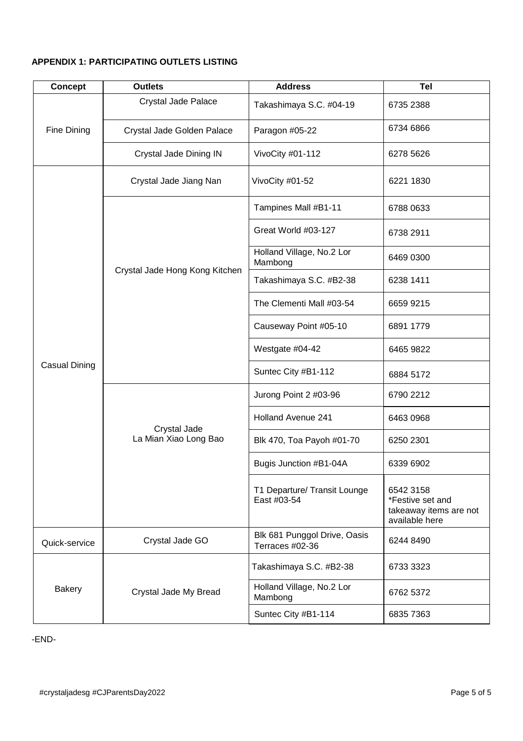**APPENDIX 1: PARTICIPATING OUTLETS LISTING**

| Concept | Outlets | Address | Tel |
|---|---|---|---|
| Fine Dining | Crystal Jade Palace | Takashimaya S.C. #04-19 | 6735 2388 |
| | Crystal Jade Golden Palace | Paragon #05-22 | 6734 6866 |
| | Crystal Jade Dining IN | VivoCity #01-112 | 6278 5626 |
| Casual Dining | Crystal Jade Jiang Nan | VivoCity #01-52 | 6221 1830 |
| | Crystal Jade Hong Kong Kitchen | Tampines Mall #B1-11 | 6788 0633 |
| | | Great World #03-127 | 6738 2911 |
| | | Holland Village, No.2 Lor Mambong | 6469 0300 |
| | | Takashimaya S.C. #B2-38 | 6238 1411 |
| | | The Clementi Mall #03-54 | 6659 9215 |
| | | Causeway Point #05-10 | 6891 1779 |
| | | Westgate #04-42 | 6465 9822 |
| | | Suntec City #B1-112 | 6884 5172 |
| | Crystal Jade La Mian Xiao Long Bao | Jurong Point 2 #03-96 | 6790 2212 |
| | | Holland Avenue 241 | 6463 0968 |
| | | Blk 470, Toa Payoh #01-70 | 6250 2301 |
| | | Bugis Junction #B1-04A | 6339 6902 |
| | | T1 Departure/ Transit Lounge East #03-54 | 6542 3158 *Festive set and takeaway items are not available here |
| Quick-service | Crystal Jade GO | Blk 681 Punggol Drive, Oasis Terraces #02-36 | 6244 8490 |
| Bakery | Crystal Jade My Bread | Takashimaya S.C. #B2-38 | 6733 3323 |
| | | Holland Village, No.2 Lor Mambong | 6762 5372 |
| | | Suntec City #B1-114 | 6835 7363 |

-END-